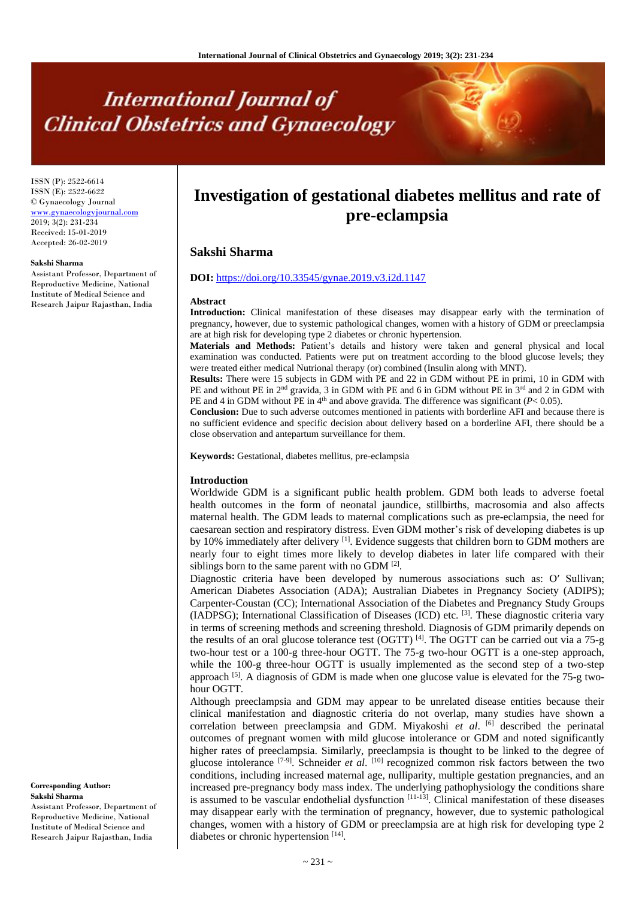# Investigation of gestational diabetes mellitus and rate of pre-eclampsia

ISSN (P): 2522-6614
ISSN (E): 2522-6622
© Gynaecology Journal
www.gynaecologyjournal.com
2019; 3(2): 231-234
Received: 15-01-2019
Accepted: 26-02-2019

**Sakshi Sharma**
Assistant Professor, Department of Reproductive Medicine, National Institute of Medical Science and Research Jaipur Rajasthan, India

**Corresponding Author:**
**Sakshi Sharma**
Assistant Professor, Department of Reproductive Medicine, National Institute of Medical Science and Research Jaipur Rajasthan, India

## Sakshi Sharma

**DOI:** https://doi.org/10.33545/gynae.2019.v3.i2d.1147

### Abstract

**Introduction:** Clinical manifestation of these diseases may disappear early with the termination of pregnancy, however, due to systemic pathological changes, women with a history of GDM or preeclampsia are at high risk for developing type 2 diabetes or chronic hypertension.

**Materials and Methods:** Patient's details and history were taken and general physical and local examination was conducted. Patients were put on treatment according to the blood glucose levels; they were treated either medical Nutrional therapy (or) combined (Insulin along with MNT).

**Results:** There were 15 subjects in GDM with PE and 22 in GDM without PE in primi, 10 in GDM with PE and without PE in 2nd gravida, 3 in GDM with PE and 6 in GDM without PE in 3rd and 2 in GDM with PE and 4 in GDM without PE in 4th and above gravida. The difference was significant ($P< 0.05$).

**Conclusion:** Due to such adverse outcomes mentioned in patients with borderline AFI and because there is no sufficient evidence and specific decision about delivery based on a borderline AFI, there should be a close observation and antepartum surveillance for them.

**Keywords:** Gestational, diabetes mellitus, pre-eclampsia

### Introduction

Worldwide GDM is a significant public health problem. GDM both leads to adverse foetal health outcomes in the form of neonatal jaundice, stillbirths, macrosomia and also affects maternal health. The GDM leads to maternal complications such as pre-eclampsia, the need for caesarean section and respiratory distress. Even GDM mother's risk of developing diabetes is up by 10% immediately after delivery [1]. Evidence suggests that children born to GDM mothers are nearly four to eight times more likely to develop diabetes in later life compared with their siblings born to the same parent with no GDM [2].

Diagnostic criteria have been developed by numerous associations such as: O′ Sullivan; American Diabetes Association (ADA); Australian Diabetes in Pregnancy Society (ADIPS); Carpenter-Coustan (CC); International Association of the Diabetes and Pregnancy Study Groups (IADPSG); International Classification of Diseases (ICD) etc. [3]. These diagnostic criteria vary in terms of screening methods and screening threshold. Diagnosis of GDM primarily depends on the results of an oral glucose tolerance test (OGTT) [4]. The OGTT can be carried out via a 75-g two-hour test or a 100-g three-hour OGTT. The 75-g two-hour OGTT is a one-step approach, while the 100-g three-hour OGTT is usually implemented as the second step of a two-step approach [5]. A diagnosis of GDM is made when one glucose value is elevated for the 75-g two-hour OGTT.

Although preeclampsia and GDM may appear to be unrelated disease entities because their clinical manifestation and diagnostic criteria do not overlap, many studies have shown a correlation between preeclampsia and GDM. Miyakoshi *et al*. [6] described the perinatal outcomes of pregnant women with mild glucose intolerance or GDM and noted significantly higher rates of preeclampsia. Similarly, preeclampsia is thought to be linked to the degree of glucose intolerance [7-9]. Schneider *et al*. [10] recognized common risk factors between the two conditions, including increased maternal age, nulliparity, multiple gestation pregnancies, and an increased pre-pregnancy body mass index. The underlying pathophysiology the conditions share is assumed to be vascular endothelial dysfunction [11-13]. Clinical manifestation of these diseases may disappear early with the termination of pregnancy, however, due to systemic pathological changes, women with a history of GDM or preeclampsia are at high risk for developing type 2 diabetes or chronic hypertension [14].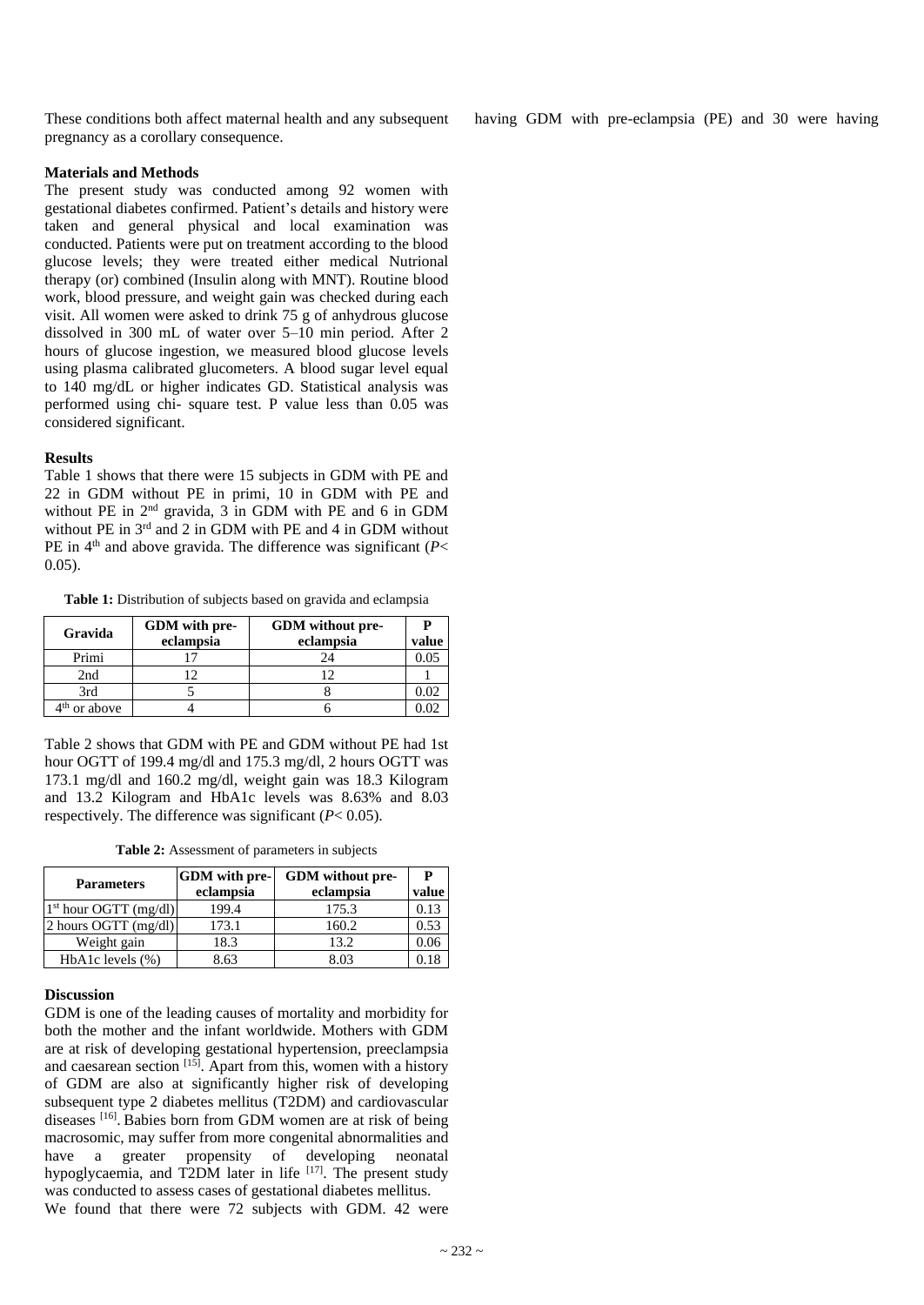These conditions both affect maternal health and any subsequent pregnancy as a corollary consequence.

## Materials and Methods

The present study was conducted among 92 women with gestational diabetes confirmed. Patient's details and history were taken and general physical and local examination was conducted. Patients were put on treatment according to the blood glucose levels; they were treated either medical Nutrional therapy (or) combined (Insulin along with MNT). Routine blood work, blood pressure, and weight gain was checked during each visit. All women were asked to drink 75 g of anhydrous glucose dissolved in 300 mL of water over 5–10 min period. After 2 hours of glucose ingestion, we measured blood glucose levels using plasma calibrated glucometers. A blood sugar level equal to 140 mg/dL or higher indicates GD. Statistical analysis was performed using chi- square test. P value less than 0.05 was considered significant.

## Results

Table 1 shows that there were 15 subjects in GDM with PE and 22 in GDM without PE in primi, 10 in GDM with PE and without PE in 2nd gravida, 3 in GDM with PE and 6 in GDM without PE in 3rd and 2 in GDM with PE and 4 in GDM without PE in 4th and above gravida. The difference was significant ($P < 0.05$).

**Table 1:** Distribution of subjects based on gravida and eclampsia

| Gravida | GDM with pre-eclampsia | GDM without pre-eclampsia | P value |
|---|---|---|---|
| Primi | 17 | 24 | 0.05 |
| 2nd | 12 | 12 | 1 |
| 3rd | 5 | 8 | 0.02 |
| 4th or above | 4 | 6 | 0.02 |

Table 2 shows that GDM with PE and GDM without PE had 1st hour OGTT of 199.4 mg/dl and 175.3 mg/dl, 2 hours OGTT was 173.1 mg/dl and 160.2 mg/dl, weight gain was 18.3 Kilogram and 13.2 Kilogram and HbA1c levels was 8.63% and 8.03 respectively. The difference was significant ($P < 0.05$).

**Table 2:** Assessment of parameters in subjects

| Parameters | GDM with pre-eclampsia | GDM without pre-eclampsia | P value |
|---|---|---|---|
| 1st hour OGTT (mg/dl) | 199.4 | 175.3 | 0.13 |
| 2 hours OGTT (mg/dl) | 173.1 | 160.2 | 0.53 |
| Weight gain | 18.3 | 13.2 | 0.06 |
| HbA1c levels (%) | 8.63 | 8.03 | 0.18 |

## Discussion

GDM is one of the leading causes of mortality and morbidity for both the mother and the infant worldwide. Mothers with GDM are at risk of developing gestational hypertension, preeclampsia and caesarean section [15]. Apart from this, women with a history of GDM are also at significantly higher risk of developing subsequent type 2 diabetes mellitus (T2DM) and cardiovascular diseases [16]. Babies born from GDM women are at risk of being macrosomic, may suffer from more congenital abnormalities and have a greater propensity of developing neonatal hypoglycaemia, and T2DM later in life [17]. The present study was conducted to assess cases of gestational diabetes mellitus.

We found that there were 72 subjects with GDM. 42 were having GDM with pre-eclampsia (PE) and 30 were having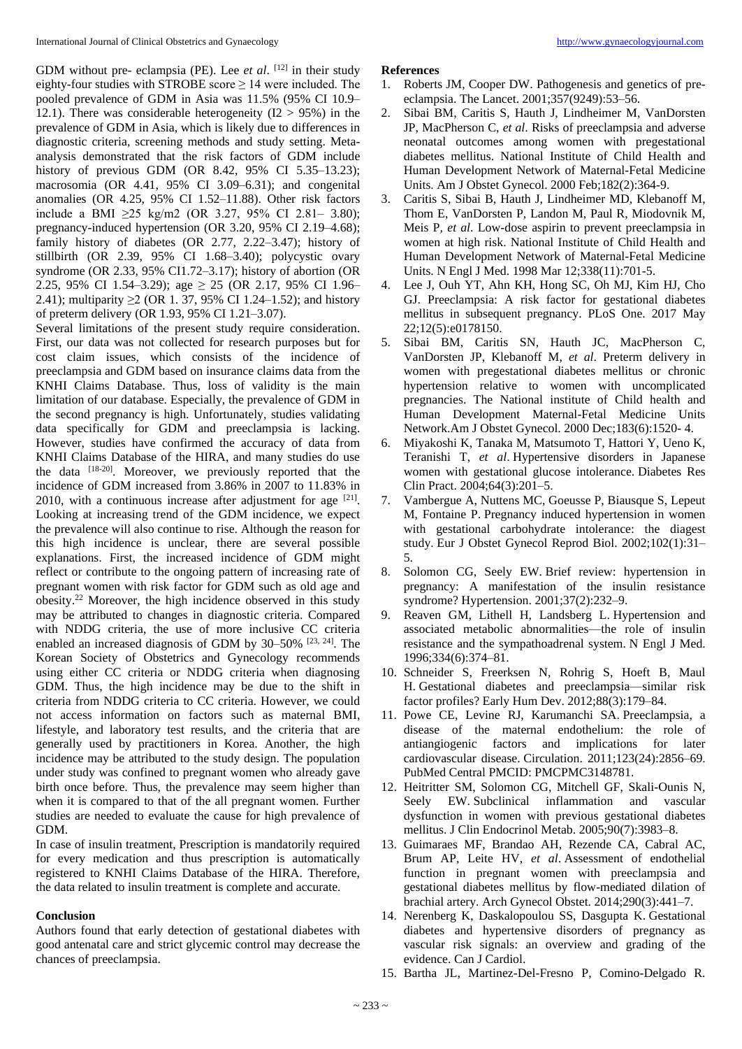GDM without pre- eclampsia (PE). Lee *et al*. [12] in their study eighty-four studies with STROBE score ≥ 14 were included. The pooled prevalence of GDM in Asia was 11.5% (95% CI 10.9–12.1). There was considerable heterogeneity ($I2 > 95\%$) in the prevalence of GDM in Asia, which is likely due to differences in diagnostic criteria, screening methods and study setting. Meta-analysis demonstrated that the risk factors of GDM include history of previous GDM (OR 8.42, 95% CI 5.35–13.23); macrosomia (OR 4.41, 95% CI 3.09–6.31); and congenital anomalies (OR 4.25, 95% CI 1.52–11.88). Other risk factors include a BMI ≥25 kg/m2 (OR 3.27, 95% CI 2.81– 3.80); pregnancy-induced hypertension (OR 3.20, 95% CI 2.19–4.68); family history of diabetes (OR 2.77, 2.22–3.47); history of stillbirth (OR 2.39, 95% CI 1.68–3.40); polycystic ovary syndrome (OR 2.33, 95% CI1.72–3.17); history of abortion (OR 2.25, 95% CI 1.54–3.29); age ≥ 25 (OR 2.17, 95% CI 1.96–2.41); multiparity ≥2 (OR 1. 37, 95% CI 1.24–1.52); and history of preterm delivery (OR 1.93, 95% CI 1.21–3.07).

Several limitations of the present study require consideration. First, our data was not collected for research purposes but for cost claim issues, which consists of the incidence of preeclampsia and GDM based on insurance claims data from the KNHI Claims Database. Thus, loss of validity is the main limitation of our database. Especially, the prevalence of GDM in the second pregnancy is high. Unfortunately, studies validating data specifically for GDM and preeclampsia is lacking. However, studies have confirmed the accuracy of data from KNHI Claims Database of the HIRA, and many studies do use the data [18-20]. Moreover, we previously reported that the incidence of GDM increased from 3.86% in 2007 to 11.83% in 2010, with a continuous increase after adjustment for age [21]. Looking at increasing trend of the GDM incidence, we expect the prevalence will also continue to rise. Although the reason for this high incidence is unclear, there are several possible explanations. First, the increased incidence of GDM might reflect or contribute to the ongoing pattern of increasing rate of pregnant women with risk factor for GDM such as old age and obesity.[22] Moreover, the high incidence observed in this study may be attributed to changes in diagnostic criteria. Compared with NDDG criteria, the use of more inclusive CC criteria enabled an increased diagnosis of GDM by 30–50% [23, 24]. The Korean Society of Obstetrics and Gynecology recommends using either CC criteria or NDDG criteria when diagnosing GDM. Thus, the high incidence may be due to the shift in criteria from NDDG criteria to CC criteria. However, we could not access information on factors such as maternal BMI, lifestyle, and laboratory test results, and the criteria that are generally used by practitioners in Korea. Another, the high incidence may be attributed to the study design. The population under study was confined to pregnant women who already gave birth once before. Thus, the prevalence may seem higher than when it is compared to that of the all pregnant women. Further studies are needed to evaluate the cause for high prevalence of GDM.

In case of insulin treatment, Prescription is mandatorily required for every medication and thus prescription is automatically registered to KNHI Claims Database of the HIRA. Therefore, the data related to insulin treatment is complete and accurate.

## Conclusion

Authors found that early detection of gestational diabetes with good antenatal care and strict glycemic control may decrease the chances of preeclampsia.

## References

1. Roberts JM, Cooper DW. Pathogenesis and genetics of pre-eclampsia. The Lancet. 2001;357(9249):53–56.
2. Sibai BM, Caritis S, Hauth J, Lindheimer M, VanDorsten JP, MacPherson C, *et al*. Risks of preeclampsia and adverse neonatal outcomes among women with pregestational diabetes mellitus. National Institute of Child Health and Human Development Network of Maternal-Fetal Medicine Units. Am J Obstet Gynecol. 2000 Feb;182(2):364-9.
3. Caritis S, Sibai B, Hauth J, Lindheimer MD, Klebanoff M, Thom E, VanDorsten P, Landon M, Paul R, Miodovnik M, Meis P, *et al*. Low-dose aspirin to prevent preeclampsia in women at high risk. National Institute of Child Health and Human Development Network of Maternal-Fetal Medicine Units. N Engl J Med. 1998 Mar 12;338(11):701-5.
4. Lee J, Ouh YT, Ahn KH, Hong SC, Oh MJ, Kim HJ, Cho GJ. Preeclampsia: A risk factor for gestational diabetes mellitus in subsequent pregnancy. PLoS One. 2017 May 22;12(5):e0178150.
5. Sibai BM, Caritis SN, Hauth JC, MacPherson C, VanDorsten JP, Klebanoff M, *et al*. Preterm delivery in women with pregestational diabetes mellitus or chronic hypertension relative to women with uncomplicated pregnancies. The National institute of Child health and Human Development Maternal-Fetal Medicine Units Network.Am J Obstet Gynecol. 2000 Dec;183(6):1520- 4.
6. Miyakoshi K, Tanaka M, Matsumoto T, Hattori Y, Ueno K, Teranishi T, *et al*. Hypertensive disorders in Japanese women with gestational glucose intolerance. Diabetes Res Clin Pract. 2004;64(3):201–5.
7. Vambergue A, Nuttens MC, Goeusse P, Biausque S, Lepeut M, Fontaine P. Pregnancy induced hypertension in women with gestational carbohydrate intolerance: the diagest study. Eur J Obstet Gynecol Reprod Biol. 2002;102(1):31–5.
8. Solomon CG, Seely EW. Brief review: hypertension in pregnancy: A manifestation of the insulin resistance syndrome? Hypertension. 2001;37(2):232–9.
9. Reaven GM, Lithell H, Landsberg L. Hypertension and associated metabolic abnormalities—the role of insulin resistance and the sympathoadrenal system. N Engl J Med. 1996;334(6):374–81.
10. Schneider S, Freerksen N, Rohrig S, Hoeft B, Maul H. Gestational diabetes and preeclampsia—similar risk factor profiles? Early Hum Dev. 2012;88(3):179–84.
11. Powe CE, Levine RJ, Karumanchi SA. Preeclampsia, a disease of the maternal endothelium: the role of antiangiogenic factors and implications for later cardiovascular disease. Circulation. 2011;123(24):2856–69. PubMed Central PMCID: PMCPMC3148781.
12. Heitritter SM, Solomon CG, Mitchell GF, Skali-Ounis N, Seely EW. Subclinical inflammation and vascular dysfunction in women with previous gestational diabetes mellitus. J Clin Endocrinol Metab. 2005;90(7):3983–8.
13. Guimaraes MF, Brandao AH, Rezende CA, Cabral AC, Brum AP, Leite HV, *et al*. Assessment of endothelial function in pregnant women with preeclampsia and gestational diabetes mellitus by flow-mediated dilation of brachial artery. Arch Gynecol Obstet. 2014;290(3):441–7.
14. Nerenberg K, Daskalopoulou SS, Dasgupta K. Gestational diabetes and hypertensive disorders of pregnancy as vascular risk signals: an overview and grading of the evidence. Can J Cardiol.
15. Bartha JL, Martinez-Del-Fresno P, Comino-Delgado R.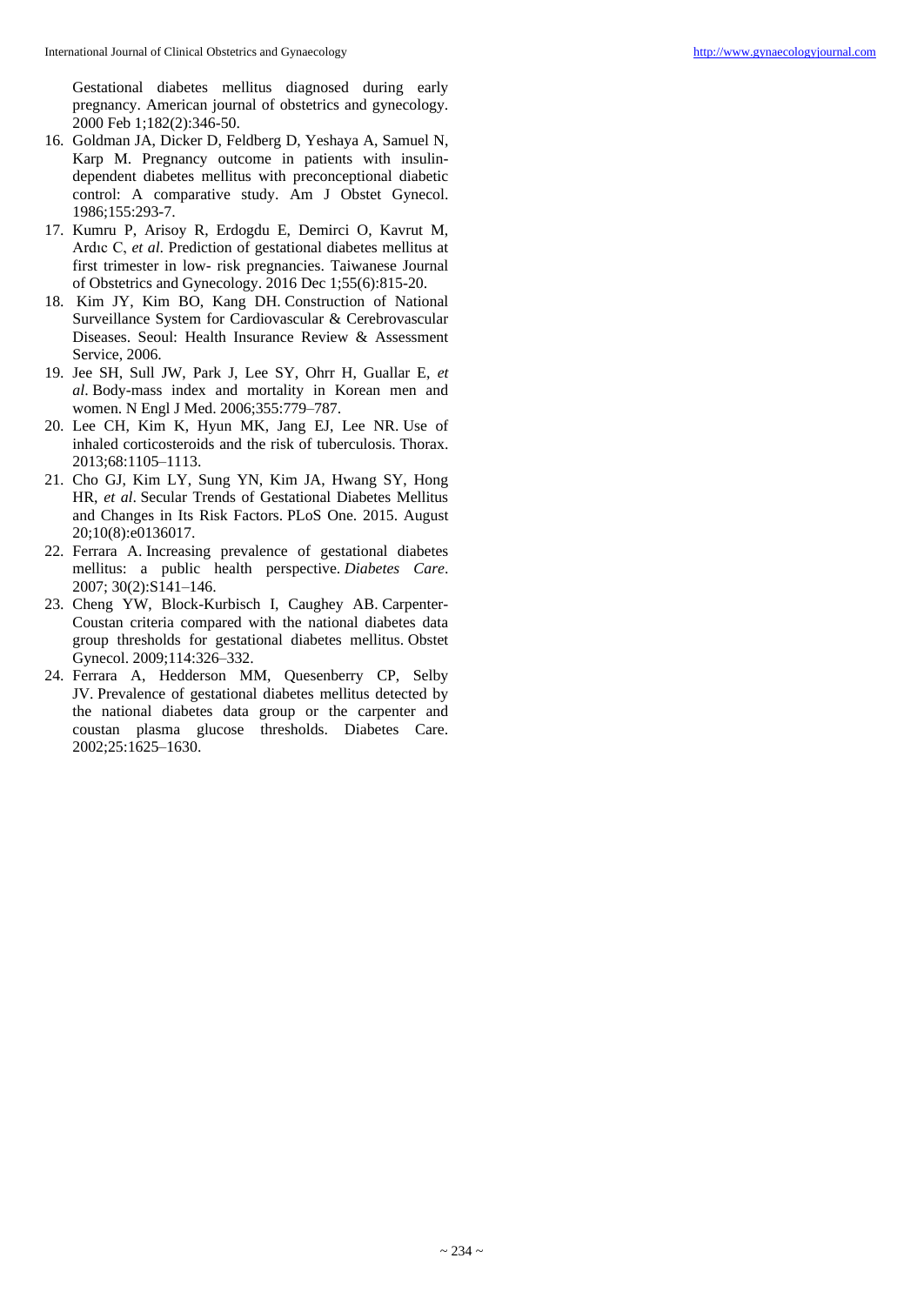Gestational diabetes mellitus diagnosed during early pregnancy. American journal of obstetrics and gynecology. 2000 Feb 1;182(2):346-50.

16. Goldman JA, Dicker D, Feldberg D, Yeshaya A, Samuel N, Karp M. Pregnancy outcome in patients with insulin-dependent diabetes mellitus with preconceptional diabetic control: A comparative study. Am J Obstet Gynecol. 1986;155:293-7.
17. Kumru P, Arisoy R, Erdogdu E, Demirci O, Kavrut M, Ardıc C, *et al.* Prediction of gestational diabetes mellitus at first trimester in low- risk pregnancies. Taiwanese Journal of Obstetrics and Gynecology. 2016 Dec 1;55(6):815-20.
18. Kim JY, Kim BO, Kang DH. Construction of National Surveillance System for Cardiovascular & Cerebrovascular Diseases. Seoul: Health Insurance Review & Assessment Service, 2006.
19. Jee SH, Sull JW, Park J, Lee SY, Ohrr H, Guallar E, *et al*. Body-mass index and mortality in Korean men and women. N Engl J Med. 2006;355:779–787.
20. Lee CH, Kim K, Hyun MK, Jang EJ, Lee NR. Use of inhaled corticosteroids and the risk of tuberculosis. Thorax. 2013;68:1105–1113.
21. Cho GJ, Kim LY, Sung YN, Kim JA, Hwang SY, Hong HR, *et al*. Secular Trends of Gestational Diabetes Mellitus and Changes in Its Risk Factors. PLoS One. 2015. August 20;10(8):e0136017.
22. Ferrara A. Increasing prevalence of gestational diabetes mellitus: a public health perspective. *Diabetes Care*. 2007; 30(2):S141–146.
23. Cheng YW, Block-Kurbisch I, Caughey AB. Carpenter-Coustan criteria compared with the national diabetes data group thresholds for gestational diabetes mellitus. Obstet Gynecol. 2009;114:326–332.
24. Ferrara A, Hedderson MM, Quesenberry CP, Selby JV. Prevalence of gestational diabetes mellitus detected by the national diabetes data group or the carpenter and coustan plasma glucose thresholds. Diabetes Care. 2002;25:1625–1630.